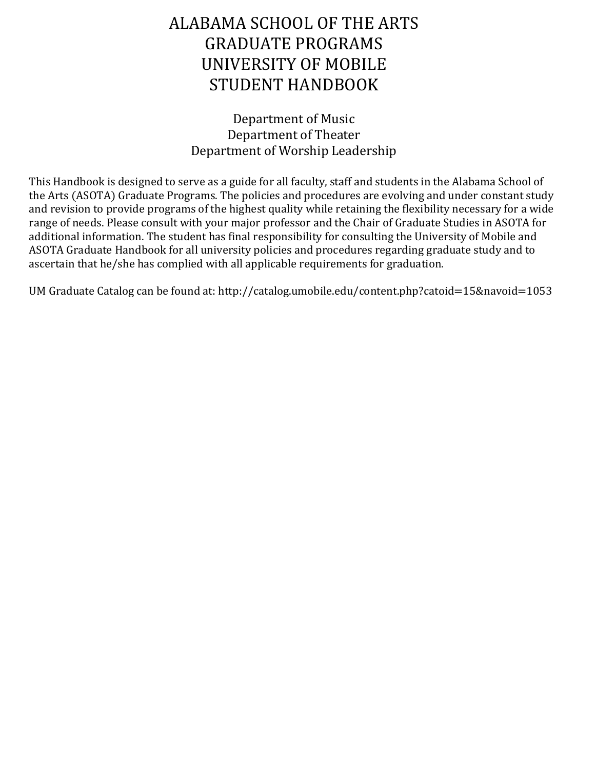# ALABAMA SCHOOL OF THE ARTS
# GRADUATE PROGRAMS
# UNIVERSITY OF MOBILE
# STUDENT HANDBOOK

Department of Music
Department of Theater
Department of Worship Leadership

This Handbook is designed to serve as a guide for all faculty, staff and students in the Alabama School of the Arts (ASOTA) Graduate Programs. The policies and procedures are evolving and under constant study and revision to provide programs of the highest quality while retaining the flexibility necessary for a wide range of needs. Please consult with your major professor and the Chair of Graduate Studies in ASOTA for additional information. The student has final responsibility for consulting the University of Mobile and ASOTA Graduate Handbook for all university policies and procedures regarding graduate study and to ascertain that he/she has complied with all applicable requirements for graduation.

UM Graduate Catalog can be found at: http://catalog.umobile.edu/content.php?catoid=15&navoid=1053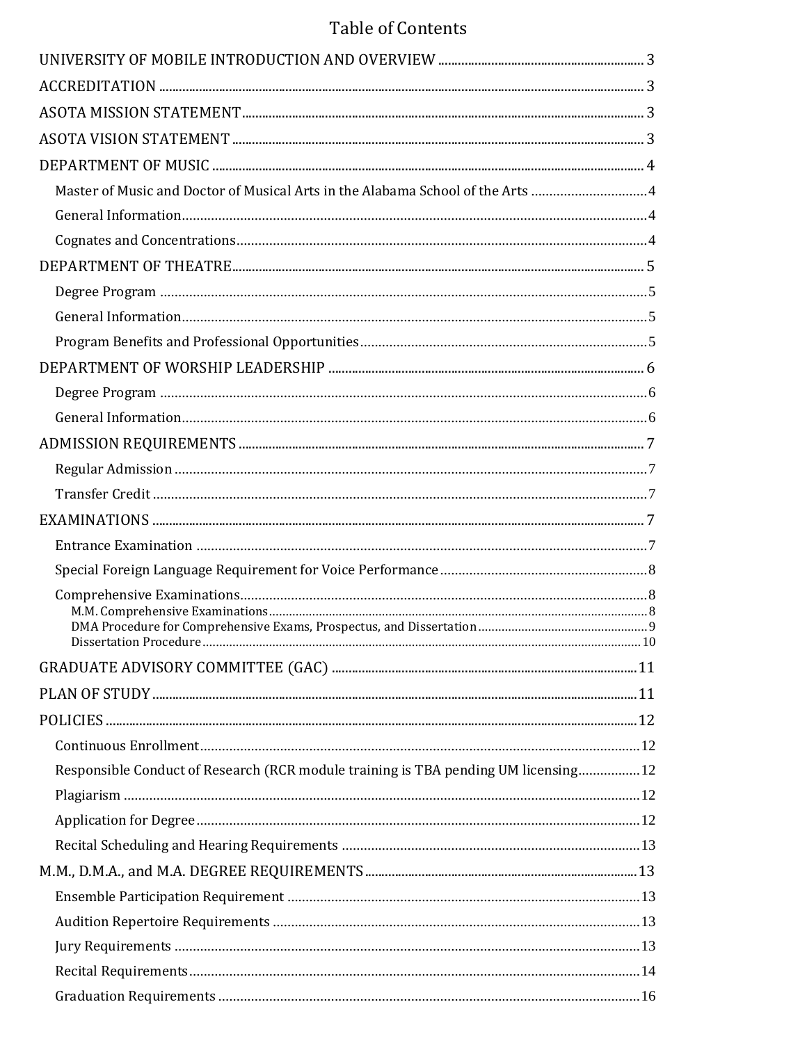# Table of Contents

UNIVERSITY OF MOBILE INTRODUCTION AND OVERVIEW ........ 3

ACCREDITATION ........ 3

ASOTA MISSION STATEMENT ........ 3

ASOTA VISION STATEMENT ........ 3

DEPARTMENT OF MUSIC ........ 4

- Master of Music and Doctor of Musical Arts in the Alabama School of the Arts ........ 4
- General Information ........ 4
- Cognates and Concentrations ........ 4

DEPARTMENT OF THEATRE ........ 5

- Degree Program ........ 5
- General Information ........ 5
- Program Benefits and Professional Opportunities ........ 5

DEPARTMENT OF WORSHIP LEADERSHIP ........ 6

- Degree Program ........ 6
- General Information ........ 6

ADMISSION REQUIREMENTS ........ 7

- Regular Admission ........ 7
- Transfer Credit ........ 7

EXAMINATIONS ........ 7

- Entrance Examination ........ 7
- Special Foreign Language Requirement for Voice Performance ........ 8
- Comprehensive Examinations ........ 8
  - M.M. Comprehensive Examinations ........ 8
  - DMA Procedure for Comprehensive Exams, Prospectus, and Dissertation ........ 9
  - Dissertation Procedure ........ 10

GRADUATE ADVISORY COMMITTEE (GAC) ........ 11

PLAN OF STUDY ........ 11

POLICIES ........ 12

- Continuous Enrollment ........ 12
- Responsible Conduct of Research (RCR module training is TBA pending UM licensing ........ 12
- Plagiarism ........ 12
- Application for Degree ........ 12
- Recital Scheduling and Hearing Requirements ........ 13

M.M., D.M.A., and M.A. DEGREE REQUIREMENTS ........ 13

- Ensemble Participation Requirement ........ 13
- Audition Repertoire Requirements ........ 13
- Jury Requirements ........ 13
- Recital Requirements ........ 14
- Graduation Requirements ........ 16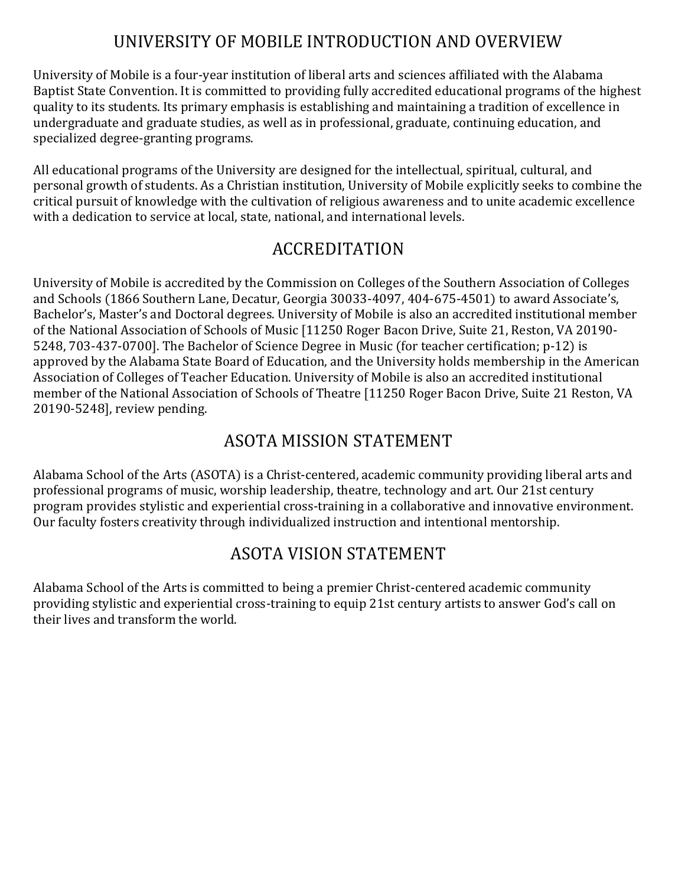# UNIVERSITY OF MOBILE INTRODUCTION AND OVERVIEW

University of Mobile is a four-year institution of liberal arts and sciences affiliated with the Alabama Baptist State Convention. It is committed to providing fully accredited educational programs of the highest quality to its students. Its primary emphasis is establishing and maintaining a tradition of excellence in undergraduate and graduate studies, as well as in professional, graduate, continuing education, and specialized degree-granting programs.

All educational programs of the University are designed for the intellectual, spiritual, cultural, and personal growth of students. As a Christian institution, University of Mobile explicitly seeks to combine the critical pursuit of knowledge with the cultivation of religious awareness and to unite academic excellence with a dedication to service at local, state, national, and international levels.

# ACCREDITATION

University of Mobile is accredited by the Commission on Colleges of the Southern Association of Colleges and Schools (1866 Southern Lane, Decatur, Georgia 30033-4097, 404-675-4501) to award Associate's, Bachelor's, Master's and Doctoral degrees. University of Mobile is also an accredited institutional member of the National Association of Schools of Music [11250 Roger Bacon Drive, Suite 21, Reston, VA 20190-5248, 703-437-0700]. The Bachelor of Science Degree in Music (for teacher certification; p-12) is approved by the Alabama State Board of Education, and the University holds membership in the American Association of Colleges of Teacher Education. University of Mobile is also an accredited institutional member of the National Association of Schools of Theatre [11250 Roger Bacon Drive, Suite 21 Reston, VA 20190-5248], review pending.

# ASOTA MISSION STATEMENT

Alabama School of the Arts (ASOTA) is a Christ-centered, academic community providing liberal arts and professional programs of music, worship leadership, theatre, technology and art. Our 21st century program provides stylistic and experiential cross-training in a collaborative and innovative environment. Our faculty fosters creativity through individualized instruction and intentional mentorship.

# ASOTA VISION STATEMENT

Alabama School of the Arts is committed to being a premier Christ-centered academic community providing stylistic and experiential cross-training to equip 21st century artists to answer God's call on their lives and transform the world.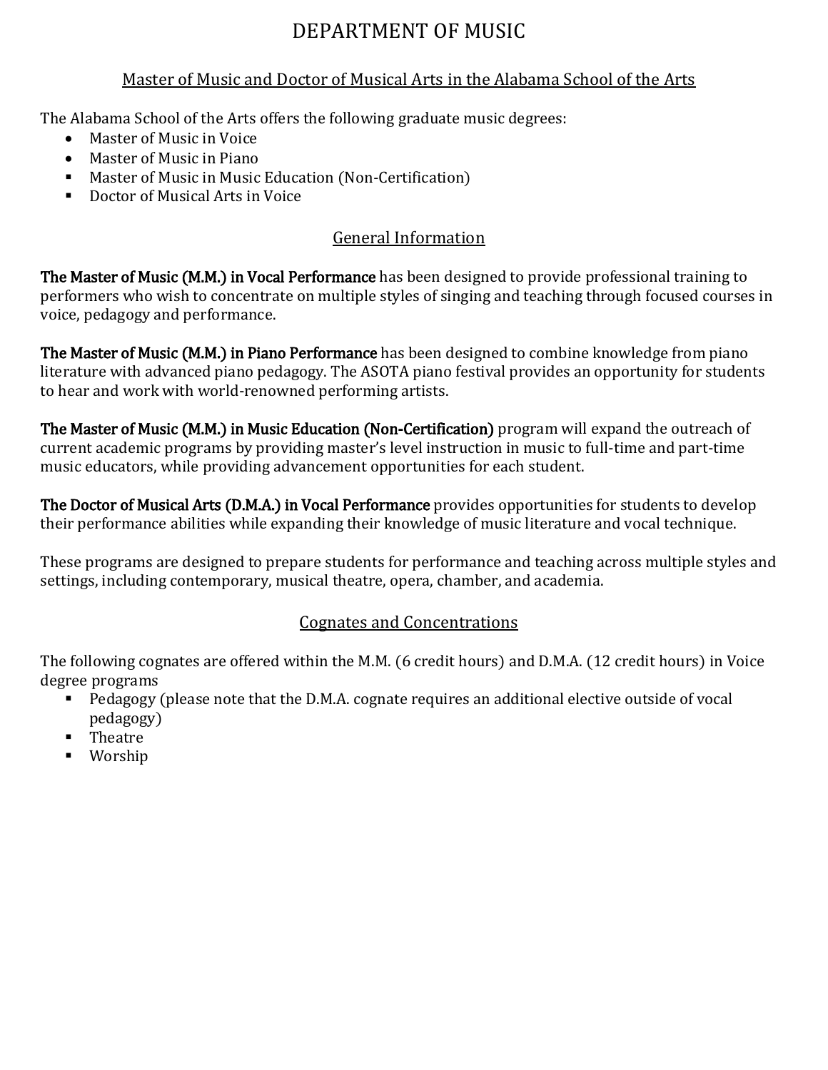# DEPARTMENT OF MUSIC

## Master of Music and Doctor of Musical Arts in the Alabama School of the Arts

The Alabama School of the Arts offers the following graduate music degrees:

- Master of Music in Voice
- Master of Music in Piano
- Master of Music in Music Education (Non-Certification)
- Doctor of Musical Arts in Voice

## General Information

**The Master of Music (M.M.) in Vocal Performance** has been designed to provide professional training to performers who wish to concentrate on multiple styles of singing and teaching through focused courses in voice, pedagogy and performance.

**The Master of Music (M.M.) in Piano Performance** has been designed to combine knowledge from piano literature with advanced piano pedagogy. The ASOTA piano festival provides an opportunity for students to hear and work with world-renowned performing artists.

**The Master of Music (M.M.) in Music Education (Non-Certification)** program will expand the outreach of current academic programs by providing master's level instruction in music to full-time and part-time music educators, while providing advancement opportunities for each student.

**The Doctor of Musical Arts (D.M.A.) in Vocal Performance** provides opportunities for students to develop their performance abilities while expanding their knowledge of music literature and vocal technique.

These programs are designed to prepare students for performance and teaching across multiple styles and settings, including contemporary, musical theatre, opera, chamber, and academia.

## Cognates and Concentrations

The following cognates are offered within the M.M. (6 credit hours) and D.M.A. (12 credit hours) in Voice degree programs

- Pedagogy (please note that the D.M.A. cognate requires an additional elective outside of vocal pedagogy)
- Theatre
- Worship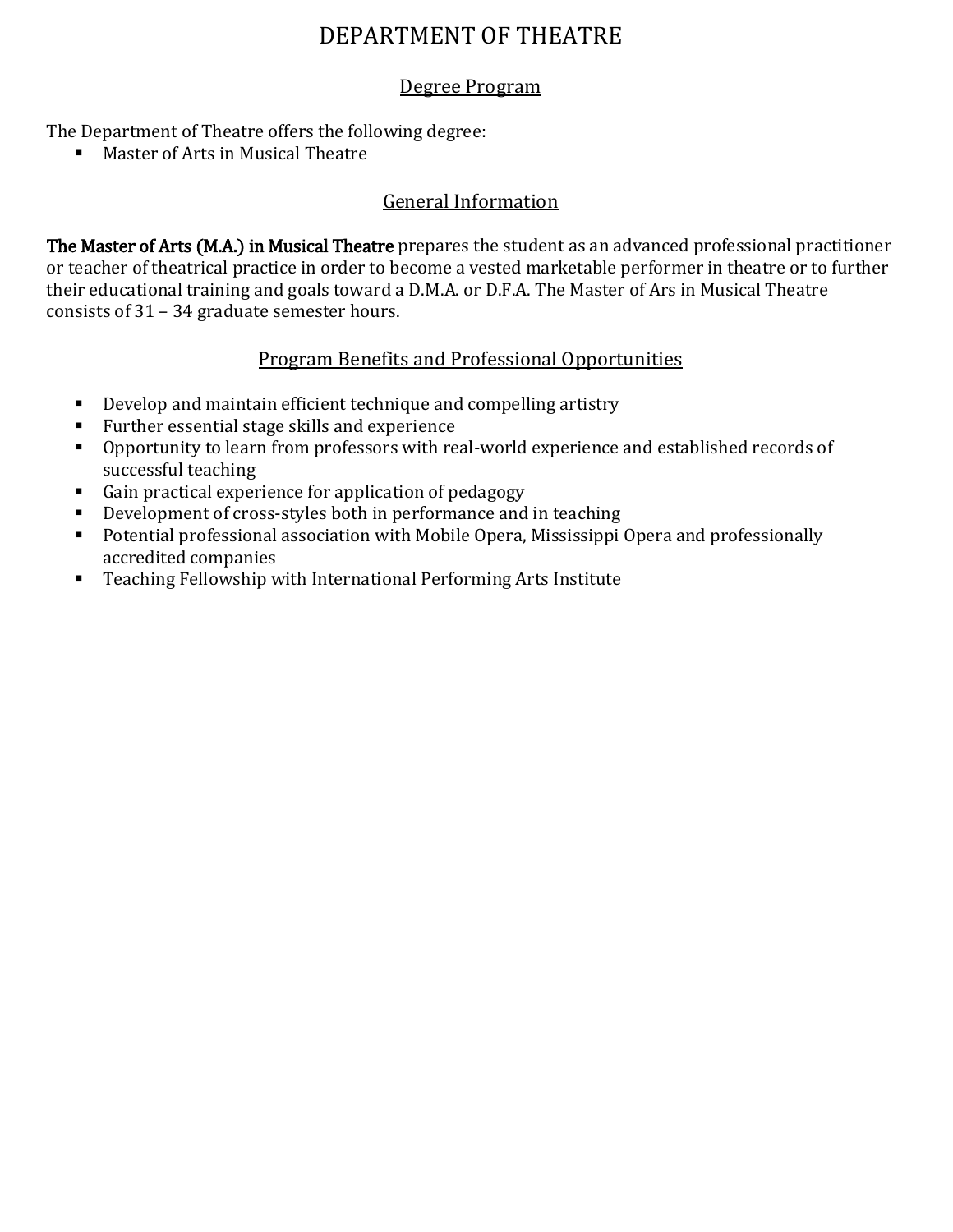# DEPARTMENT OF THEATRE

## Degree Program

The Department of Theatre offers the following degree:

- Master of Arts in Musical Theatre

## General Information

**The Master of Arts (M.A.) in Musical Theatre** prepares the student as an advanced professional practitioner or teacher of theatrical practice in order to become a vested marketable performer in theatre or to further their educational training and goals toward a D.M.A. or D.F.A. The Master of Ars in Musical Theatre consists of 31 – 34 graduate semester hours.

## Program Benefits and Professional Opportunities

- Develop and maintain efficient technique and compelling artistry
- Further essential stage skills and experience
- Opportunity to learn from professors with real-world experience and established records of successful teaching
- Gain practical experience for application of pedagogy
- Development of cross-styles both in performance and in teaching
- Potential professional association with Mobile Opera, Mississippi Opera and professionally accredited companies
- Teaching Fellowship with International Performing Arts Institute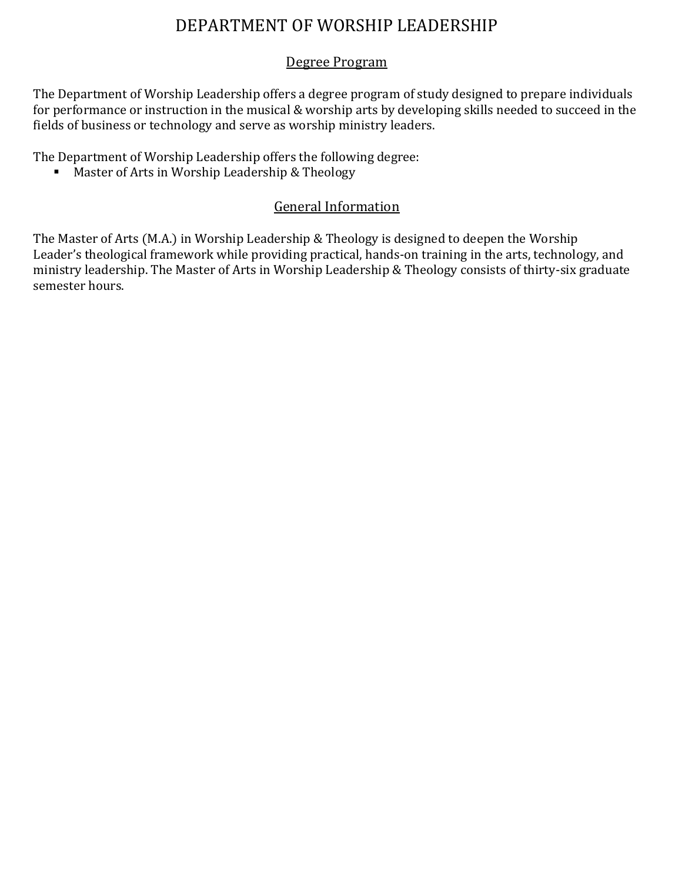# DEPARTMENT OF WORSHIP LEADERSHIP

## Degree Program

The Department of Worship Leadership offers a degree program of study designed to prepare individuals for performance or instruction in the musical & worship arts by developing skills needed to succeed in the fields of business or technology and serve as worship ministry leaders.

The Department of Worship Leadership offers the following degree:

- Master of Arts in Worship Leadership & Theology

## General Information

The Master of Arts (M.A.) in Worship Leadership & Theology is designed to deepen the Worship Leader's theological framework while providing practical, hands-on training in the arts, technology, and ministry leadership. The Master of Arts in Worship Leadership & Theology consists of thirty-six graduate semester hours.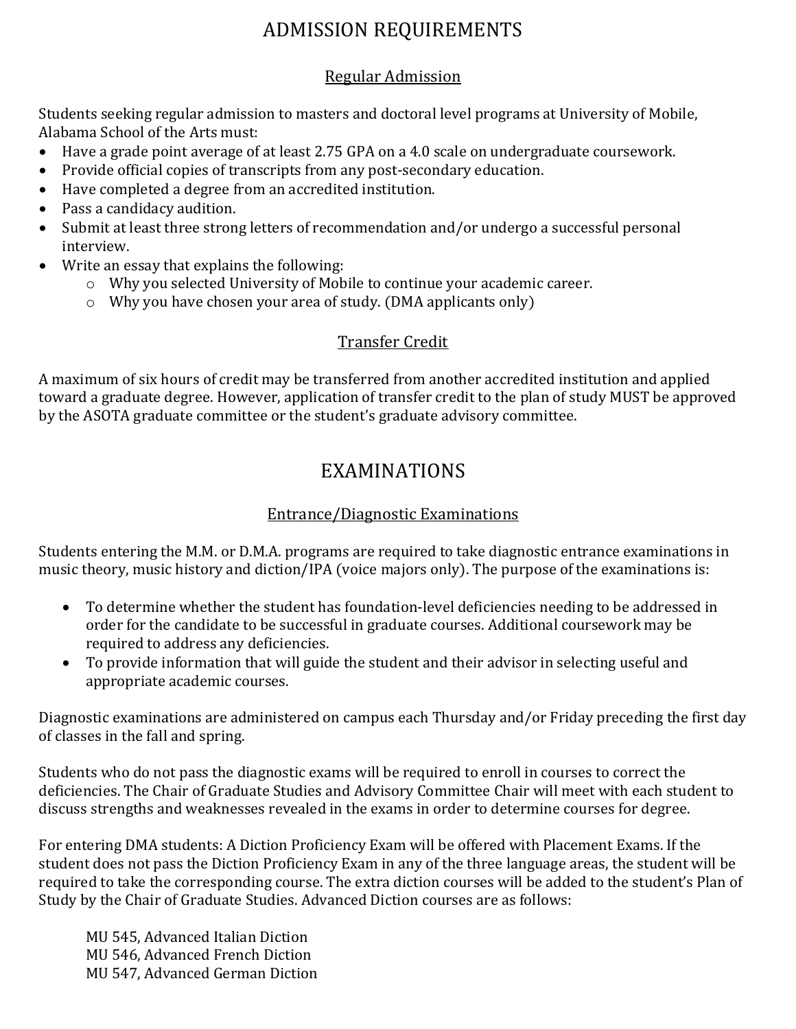# ADMISSION REQUIREMENTS

## Regular Admission

Students seeking regular admission to masters and doctoral level programs at University of Mobile, Alabama School of the Arts must:

- Have a grade point average of at least 2.75 GPA on a 4.0 scale on undergraduate coursework.
- Provide official copies of transcripts from any post-secondary education.
- Have completed a degree from an accredited institution.
- Pass a candidacy audition.
- Submit at least three strong letters of recommendation and/or undergo a successful personal interview.
- Write an essay that explains the following:
    - Why you selected University of Mobile to continue your academic career.
    - Why you have chosen your area of study. (DMA applicants only)

## Transfer Credit

A maximum of six hours of credit may be transferred from another accredited institution and applied toward a graduate degree. However, application of transfer credit to the plan of study MUST be approved by the ASOTA graduate committee or the student's graduate advisory committee.

# EXAMINATIONS

## Entrance/Diagnostic Examinations

Students entering the M.M. or D.M.A. programs are required to take diagnostic entrance examinations in music theory, music history and diction/IPA (voice majors only). The purpose of the examinations is:

- To determine whether the student has foundation-level deficiencies needing to be addressed in order for the candidate to be successful in graduate courses. Additional coursework may be required to address any deficiencies.
- To provide information that will guide the student and their advisor in selecting useful and appropriate academic courses.

Diagnostic examinations are administered on campus each Thursday and/or Friday preceding the first day of classes in the fall and spring.

Students who do not pass the diagnostic exams will be required to enroll in courses to correct the deficiencies. The Chair of Graduate Studies and Advisory Committee Chair will meet with each student to discuss strengths and weaknesses revealed in the exams in order to determine courses for degree.

For entering DMA students: A Diction Proficiency Exam will be offered with Placement Exams. If the student does not pass the Diction Proficiency Exam in any of the three language areas, the student will be required to take the corresponding course. The extra diction courses will be added to the student's Plan of Study by the Chair of Graduate Studies. Advanced Diction courses are as follows:

MU 545, Advanced Italian Diction
MU 546, Advanced French Diction
MU 547, Advanced German Diction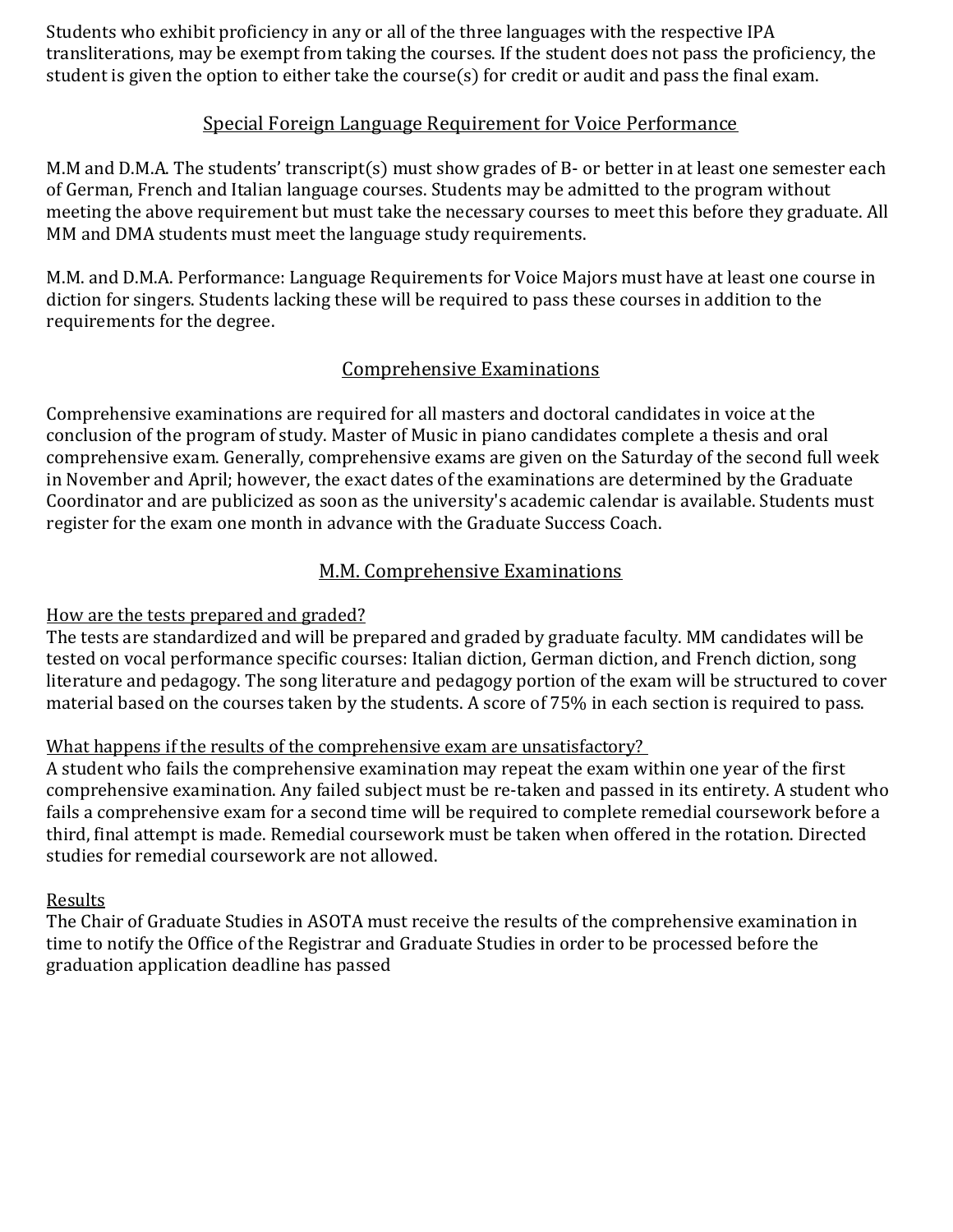Students who exhibit proficiency in any or all of the three languages with the respective IPA transliterations, may be exempt from taking the courses. If the student does not pass the proficiency, the student is given the option to either take the course(s) for credit or audit and pass the final exam.

## Special Foreign Language Requirement for Voice Performance

M.M and D.M.A. The students' transcript(s) must show grades of B- or better in at least one semester each of German, French and Italian language courses. Students may be admitted to the program without meeting the above requirement but must take the necessary courses to meet this before they graduate. All MM and DMA students must meet the language study requirements.

M.M. and D.M.A. Performance: Language Requirements for Voice Majors must have at least one course in diction for singers. Students lacking these will be required to pass these courses in addition to the requirements for the degree.

## Comprehensive Examinations

Comprehensive examinations are required for all masters and doctoral candidates in voice at the conclusion of the program of study. Master of Music in piano candidates complete a thesis and oral comprehensive exam. Generally, comprehensive exams are given on the Saturday of the second full week in November and April; however, the exact dates of the examinations are determined by the Graduate Coordinator and are publicized as soon as the university's academic calendar is available. Students must register for the exam one month in advance with the Graduate Success Coach.

## M.M. Comprehensive Examinations

### How are the tests prepared and graded?

The tests are standardized and will be prepared and graded by graduate faculty. MM candidates will be tested on vocal performance specific courses: Italian diction, German diction, and French diction, song literature and pedagogy. The song literature and pedagogy portion of the exam will be structured to cover material based on the courses taken by the students. A score of 75% in each section is required to pass.

### What happens if the results of the comprehensive exam are unsatisfactory?

A student who fails the comprehensive examination may repeat the exam within one year of the first comprehensive examination. Any failed subject must be re-taken and passed in its entirety. A student who fails a comprehensive exam for a second time will be required to complete remedial coursework before a third, final attempt is made. Remedial coursework must be taken when offered in the rotation. Directed studies for remedial coursework are not allowed.

### Results

The Chair of Graduate Studies in ASOTA must receive the results of the comprehensive examination in time to notify the Office of the Registrar and Graduate Studies in order to be processed before the graduation application deadline has passed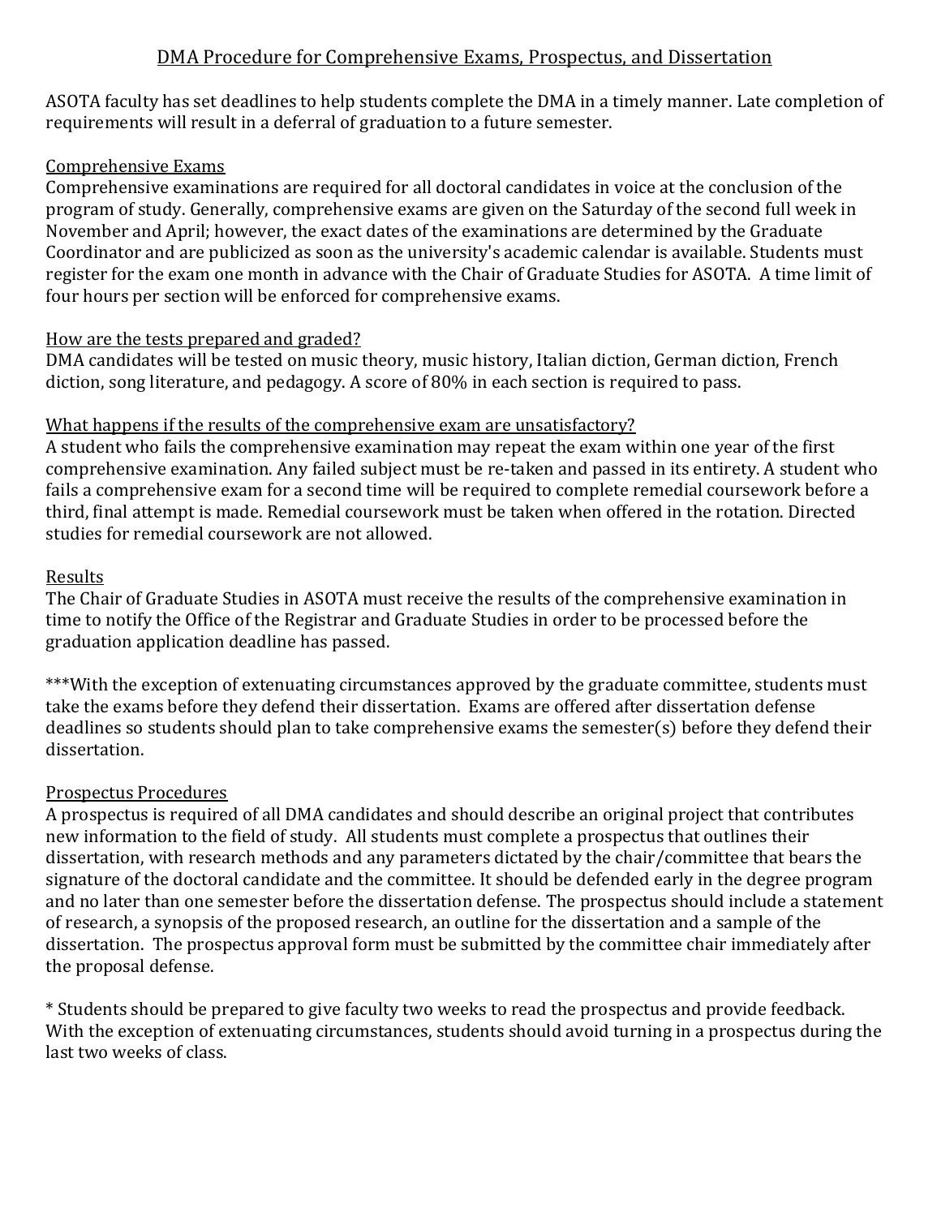# DMA Procedure for Comprehensive Exams, Prospectus, and Dissertation

ASOTA faculty has set deadlines to help students complete the DMA in a timely manner. Late completion of requirements will result in a deferral of graduation to a future semester.

## Comprehensive Exams

Comprehensive examinations are required for all doctoral candidates in voice at the conclusion of the program of study. Generally, comprehensive exams are given on the Saturday of the second full week in November and April; however, the exact dates of the examinations are determined by the Graduate Coordinator and are publicized as soon as the university's academic calendar is available. Students must register for the exam one month in advance with the Chair of Graduate Studies for ASOTA. A time limit of four hours per section will be enforced for comprehensive exams.

### How are the tests prepared and graded?

DMA candidates will be tested on music theory, music history, Italian diction, German diction, French diction, song literature, and pedagogy. A score of 80% in each section is required to pass.

### What happens if the results of the comprehensive exam are unsatisfactory?

A student who fails the comprehensive examination may repeat the exam within one year of the first comprehensive examination. Any failed subject must be re-taken and passed in its entirety. A student who fails a comprehensive exam for a second time will be required to complete remedial coursework before a third, final attempt is made. Remedial coursework must be taken when offered in the rotation. Directed studies for remedial coursework are not allowed.

### Results

The Chair of Graduate Studies in ASOTA must receive the results of the comprehensive examination in time to notify the Office of the Registrar and Graduate Studies in order to be processed before the graduation application deadline has passed.

***With the exception of extenuating circumstances approved by the graduate committee, students must take the exams before they defend their dissertation. Exams are offered after dissertation defense deadlines so students should plan to take comprehensive exams the semester(s) before they defend their dissertation.

## Prospectus Procedures

A prospectus is required of all DMA candidates and should describe an original project that contributes new information to the field of study. All students must complete a prospectus that outlines their dissertation, with research methods and any parameters dictated by the chair/committee that bears the signature of the doctoral candidate and the committee. It should be defended early in the degree program and no later than one semester before the dissertation defense. The prospectus should include a statement of research, a synopsis of the proposed research, an outline for the dissertation and a sample of the dissertation. The prospectus approval form must be submitted by the committee chair immediately after the proposal defense.

* Students should be prepared to give faculty two weeks to read the prospectus and provide feedback. With the exception of extenuating circumstances, students should avoid turning in a prospectus during the last two weeks of class.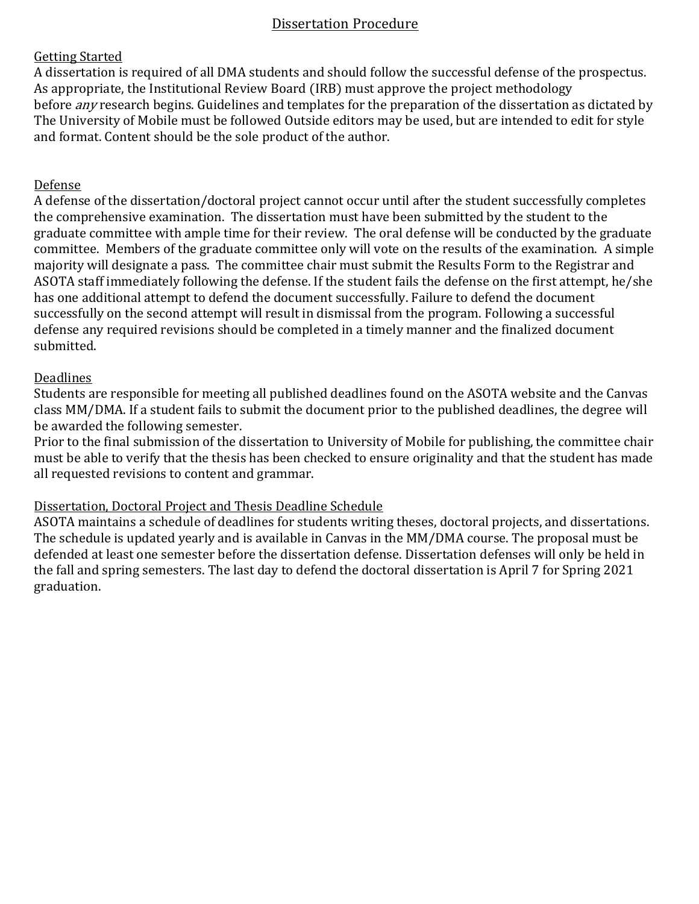# Dissertation Procedure

## Getting Started

A dissertation is required of all DMA students and should follow the successful defense of the prospectus. As appropriate, the Institutional Review Board (IRB) must approve the project methodology before *any* research begins. Guidelines and templates for the preparation of the dissertation as dictated by The University of Mobile must be followed Outside editors may be used, but are intended to edit for style and format. Content should be the sole product of the author.

## Defense

A defense of the dissertation/doctoral project cannot occur until after the student successfully completes the comprehensive examination. The dissertation must have been submitted by the student to the graduate committee with ample time for their review. The oral defense will be conducted by the graduate committee. Members of the graduate committee only will vote on the results of the examination. A simple majority will designate a pass. The committee chair must submit the Results Form to the Registrar and ASOTA staff immediately following the defense. If the student fails the defense on the first attempt, he/she has one additional attempt to defend the document successfully. Failure to defend the document successfully on the second attempt will result in dismissal from the program. Following a successful defense any required revisions should be completed in a timely manner and the finalized document submitted.

## Deadlines

Students are responsible for meeting all published deadlines found on the ASOTA website and the Canvas class MM/DMA. If a student fails to submit the document prior to the published deadlines, the degree will be awarded the following semester.

Prior to the final submission of the dissertation to University of Mobile for publishing, the committee chair must be able to verify that the thesis has been checked to ensure originality and that the student has made all requested revisions to content and grammar.

## Dissertation, Doctoral Project and Thesis Deadline Schedule

ASOTA maintains a schedule of deadlines for students writing theses, doctoral projects, and dissertations. The schedule is updated yearly and is available in Canvas in the MM/DMA course. The proposal must be defended at least one semester before the dissertation defense. Dissertation defenses will only be held in the fall and spring semesters. The last day to defend the doctoral dissertation is April 7 for Spring 2021 graduation.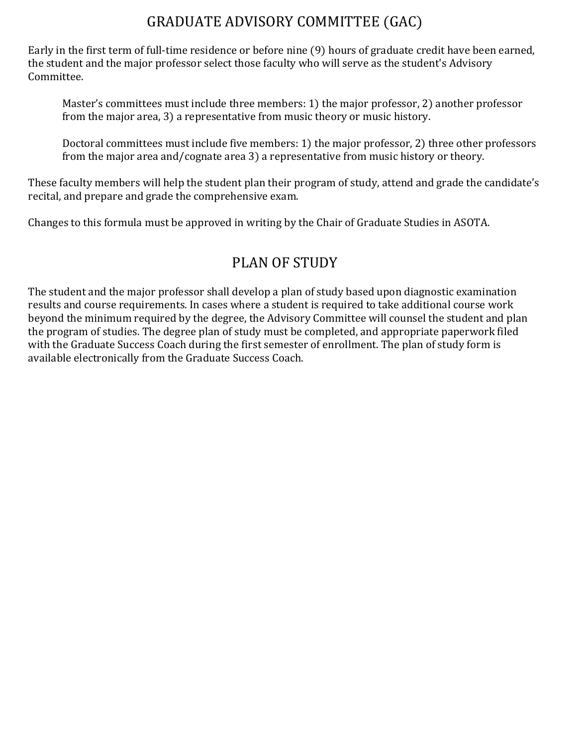# GRADUATE ADVISORY COMMITTEE (GAC)

Early in the first term of full-time residence or before nine (9) hours of graduate credit have been earned, the student and the major professor select those faculty who will serve as the student's Advisory Committee.

> Master's committees must include three members: 1) the major professor, 2) another professor from the major area, 3) a representative from music theory or music history.
>
> Doctoral committees must include five members: 1) the major professor, 2) three other professors from the major area and/cognate area 3) a representative from music history or theory.

These faculty members will help the student plan their program of study, attend and grade the candidate's recital, and prepare and grade the comprehensive exam.

Changes to this formula must be approved in writing by the Chair of Graduate Studies in ASOTA.

# PLAN OF STUDY

The student and the major professor shall develop a plan of study based upon diagnostic examination results and course requirements. In cases where a student is required to take additional course work beyond the minimum required by the degree, the Advisory Committee will counsel the student and plan the program of studies. The degree plan of study must be completed, and appropriate paperwork filed with the Graduate Success Coach during the first semester of enrollment. The plan of study form is available electronically from the Graduate Success Coach.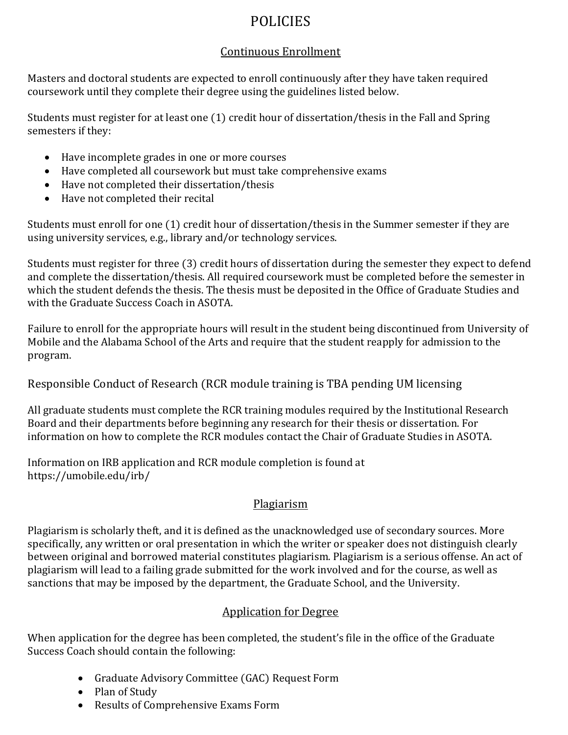# POLICIES

## Continuous Enrollment

Masters and doctoral students are expected to enroll continuously after they have taken required coursework until they complete their degree using the guidelines listed below.

Students must register for at least one (1) credit hour of dissertation/thesis in the Fall and Spring semesters if they:

- Have incomplete grades in one or more courses
- Have completed all coursework but must take comprehensive exams
- Have not completed their dissertation/thesis
- Have not completed their recital

Students must enroll for one (1) credit hour of dissertation/thesis in the Summer semester if they are using university services, e.g., library and/or technology services.

Students must register for three (3) credit hours of dissertation during the semester they expect to defend and complete the dissertation/thesis. All required coursework must be completed before the semester in which the student defends the thesis. The thesis must be deposited in the Office of Graduate Studies and with the Graduate Success Coach in ASOTA.

Failure to enroll for the appropriate hours will result in the student being discontinued from University of Mobile and the Alabama School of the Arts and require that the student reapply for admission to the program.

## Responsible Conduct of Research (RCR module training is TBA pending UM licensing

All graduate students must complete the RCR training modules required by the Institutional Research Board and their departments before beginning any research for their thesis or dissertation. For information on how to complete the RCR modules contact the Chair of Graduate Studies in ASOTA.

Information on IRB application and RCR module completion is found at https://umobile.edu/irb/

## Plagiarism

Plagiarism is scholarly theft, and it is defined as the unacknowledged use of secondary sources. More specifically, any written or oral presentation in which the writer or speaker does not distinguish clearly between original and borrowed material constitutes plagiarism. Plagiarism is a serious offense. An act of plagiarism will lead to a failing grade submitted for the work involved and for the course, as well as sanctions that may be imposed by the department, the Graduate School, and the University.

## Application for Degree

When application for the degree has been completed, the student's file in the office of the Graduate Success Coach should contain the following:

- Graduate Advisory Committee (GAC) Request Form
- Plan of Study
- Results of Comprehensive Exams Form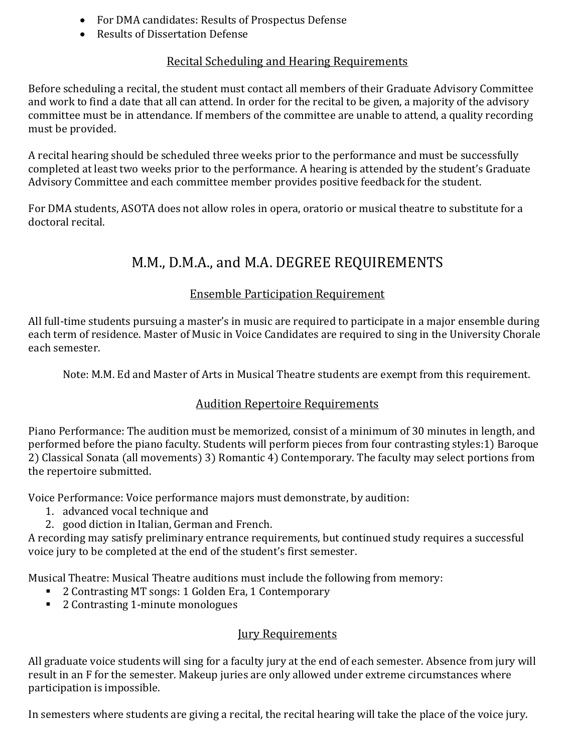- For DMA candidates: Results of Prospectus Defense
- Results of Dissertation Defense

### Recital Scheduling and Hearing Requirements

Before scheduling a recital, the student must contact all members of their Graduate Advisory Committee and work to find a date that all can attend. In order for the recital to be given, a majority of the advisory committee must be in attendance. If members of the committee are unable to attend, a quality recording must be provided.

A recital hearing should be scheduled three weeks prior to the performance and must be successfully completed at least two weeks prior to the performance. A hearing is attended by the student's Graduate Advisory Committee and each committee member provides positive feedback for the student.

For DMA students, ASOTA does not allow roles in opera, oratorio or musical theatre to substitute for a doctoral recital.

## M.M., D.M.A., and M.A. DEGREE REQUIREMENTS

### Ensemble Participation Requirement

All full-time students pursuing a master's in music are required to participate in a major ensemble during each term of residence. Master of Music in Voice Candidates are required to sing in the University Chorale each semester.

> Note: M.M. Ed and Master of Arts in Musical Theatre students are exempt from this requirement.

### Audition Repertoire Requirements

Piano Performance: The audition must be memorized, consist of a minimum of 30 minutes in length, and performed before the piano faculty. Students will perform pieces from four contrasting styles:1) Baroque 2) Classical Sonata (all movements) 3) Romantic 4) Contemporary. The faculty may select portions from the repertoire submitted.

Voice Performance: Voice performance majors must demonstrate, by audition:

1. advanced vocal technique and
2. good diction in Italian, German and French.

A recording may satisfy preliminary entrance requirements, but continued study requires a successful voice jury to be completed at the end of the student's first semester.

Musical Theatre: Musical Theatre auditions must include the following from memory:

- 2 Contrasting MT songs: 1 Golden Era, 1 Contemporary
- 2 Contrasting 1-minute monologues

### Jury Requirements

All graduate voice students will sing for a faculty jury at the end of each semester. Absence from jury will result in an F for the semester. Makeup juries are only allowed under extreme circumstances where participation is impossible.

In semesters where students are giving a recital, the recital hearing will take the place of the voice jury.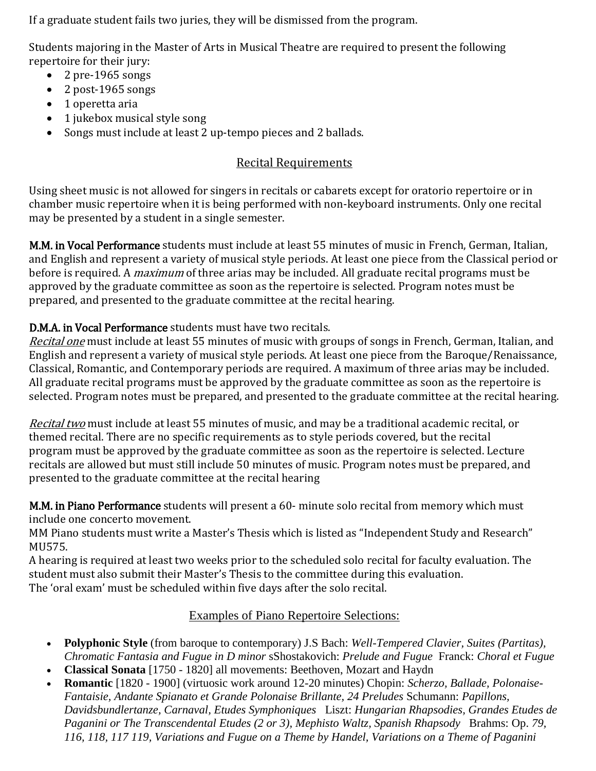If a graduate student fails two juries, they will be dismissed from the program.

Students majoring in the Master of Arts in Musical Theatre are required to present the following repertoire for their jury:

- 2 pre-1965 songs
- 2 post-1965 songs
- 1 operetta aria
- 1 jukebox musical style song
- Songs must include at least 2 up-tempo pieces and 2 ballads.

## Recital Requirements

Using sheet music is not allowed for singers in recitals or cabarets except for oratorio repertoire or in chamber music repertoire when it is being performed with non-keyboard instruments. Only one recital may be presented by a student in a single semester.

**M.M. in Vocal Performance** students must include at least 55 minutes of music in French, German, Italian, and English and represent a variety of musical style periods. At least one piece from the Classical period or before is required. A *maximum* of three arias may be included. All graduate recital programs must be approved by the graduate committee as soon as the repertoire is selected. Program notes must be prepared, and presented to the graduate committee at the recital hearing.

**D.M.A. in Vocal Performance** students must have two recitals.
*Recital one* must include at least 55 minutes of music with groups of songs in French, German, Italian, and English and represent a variety of musical style periods. At least one piece from the Baroque/Renaissance, Classical, Romantic, and Contemporary periods are required. A maximum of three arias may be included. All graduate recital programs must be approved by the graduate committee as soon as the repertoire is selected. Program notes must be prepared, and presented to the graduate committee at the recital hearing.

*Recital two* must include at least 55 minutes of music, and may be a traditional academic recital, or themed recital. There are no specific requirements as to style periods covered, but the recital program must be approved by the graduate committee as soon as the repertoire is selected. Lecture recitals are allowed but must still include 50 minutes of music. Program notes must be prepared, and presented to the graduate committee at the recital hearing

**M.M. in Piano Performance** students will present a 60- minute solo recital from memory which must include one concerto movement.
MM Piano students must write a Master's Thesis which is listed as "Independent Study and Research" MU575.
A hearing is required at least two weeks prior to the scheduled solo recital for faculty evaluation. The student must also submit their Master's Thesis to the committee during this evaluation.
The 'oral exam' must be scheduled within five days after the solo recital.

## Examples of Piano Repertoire Selections:

- **Polyphonic Style** (from baroque to contemporary) J.S Bach: *Well-Tempered Clavier*, *Suites (Partitas)*, *Chromatic Fantasia and Fugue in D minor* sShostakovich: *Prelude and Fugue* Franck: *Choral et Fugue*
- **Classical Sonata** [1750 - 1820] all movements: Beethoven, Mozart and Haydn
- **Romantic** [1820 - 1900] (virtuosic work around 12-20 minutes) Chopin: *Scherzo*, *Ballade*, *Polonaise-Fantaisie*, *Andante Spianato et Grande Polonaise Brillante*, *24 Preludes* Schumann: *Papillons*, *Davidsbundlertanze*, *Carnaval*, *Etudes Symphoniques* Liszt: *Hungarian Rhapsodies*, *Grandes Etudes de Paganini or The Transcendental Etudes (2 or 3)*, *Mephisto Waltz*, *Spanish Rhapsody* Brahms: Op. *79, 116, 118, 117 119*, *Variations and Fugue on a Theme by Handel*, *Variations on a Theme of Paganini*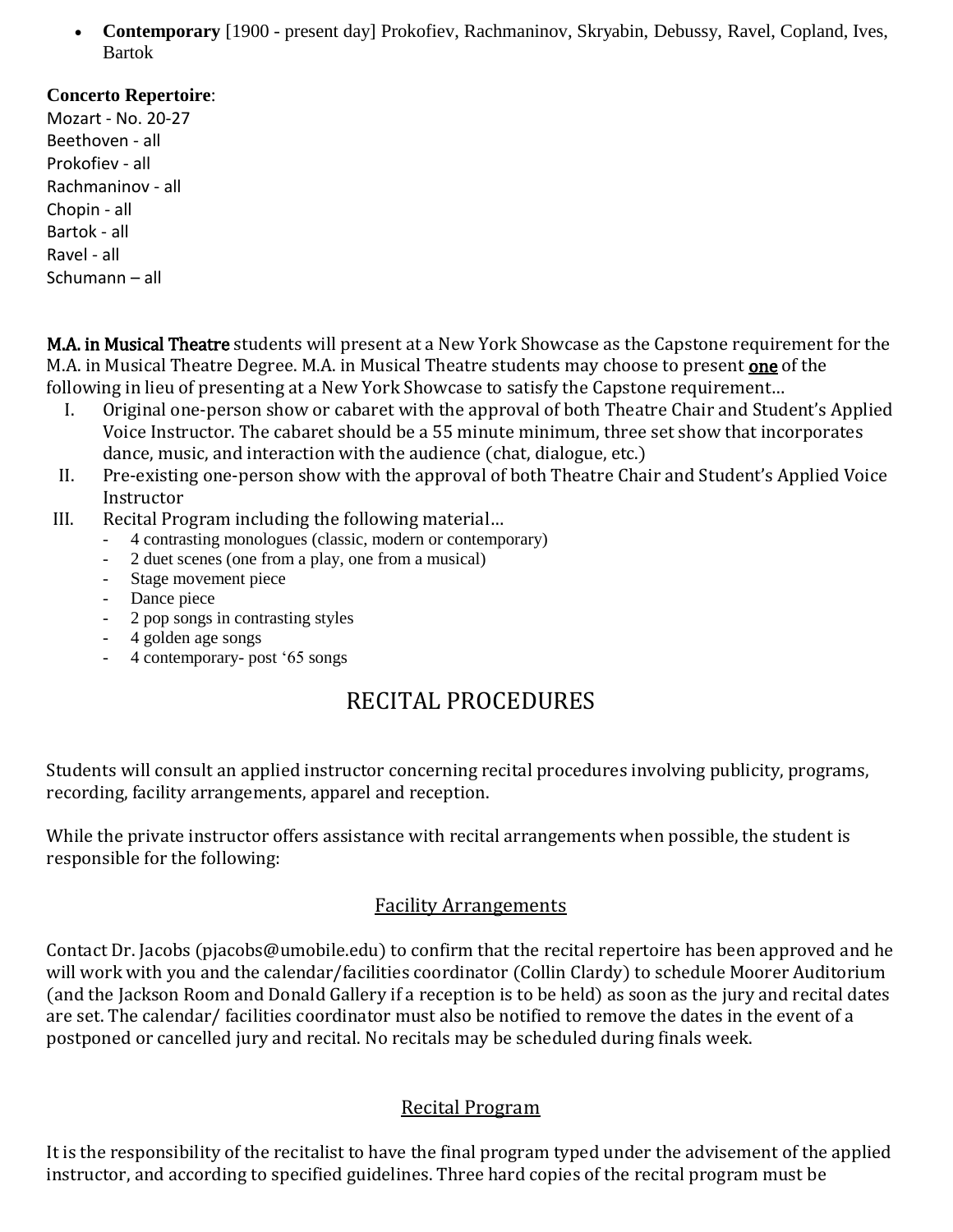- **Contemporary** [1900 - present day] Prokofiev, Rachmaninov, Skryabin, Debussy, Ravel, Copland, Ives, Bartok

**Concerto Repertoire**:
Mozart - No. 20-27
Beethoven - all
Prokofiev - all
Rachmaninov - all
Chopin - all
Bartok - all
Ravel - all
Schumann – all

**M.A. in Musical Theatre** students will present at a New York Showcase as the Capstone requirement for the M.A. in Musical Theatre Degree. M.A. in Musical Theatre students may choose to present **one** of the following in lieu of presenting at a New York Showcase to satisfy the Capstone requirement…

I. Original one-person show or cabaret with the approval of both Theatre Chair and Student's Applied Voice Instructor. The cabaret should be a 55 minute minimum, three set show that incorporates dance, music, and interaction with the audience (chat, dialogue, etc.)
II. Pre-existing one-person show with the approval of both Theatre Chair and Student's Applied Voice Instructor
III. Recital Program including the following material…
   - 4 contrasting monologues (classic, modern or contemporary)
   - 2 duet scenes (one from a play, one from a musical)
   - Stage movement piece
   - Dance piece
   - 2 pop songs in contrasting styles
   - 4 golden age songs
   - 4 contemporary- post '65 songs

# RECITAL PROCEDURES

Students will consult an applied instructor concerning recital procedures involving publicity, programs, recording, facility arrangements, apparel and reception.

While the private instructor offers assistance with recital arrangements when possible, the student is responsible for the following:

## Facility Arrangements

Contact Dr. Jacobs (pjacobs@umobile.edu) to confirm that the recital repertoire has been approved and he will work with you and the calendar/facilities coordinator (Collin Clardy) to schedule Moorer Auditorium (and the Jackson Room and Donald Gallery if a reception is to be held) as soon as the jury and recital dates are set. The calendar/ facilities coordinator must also be notified to remove the dates in the event of a postponed or cancelled jury and recital. No recitals may be scheduled during finals week.

## Recital Program

It is the responsibility of the recitalist to have the final program typed under the advisement of the applied instructor, and according to specified guidelines. Three hard copies of the recital program must be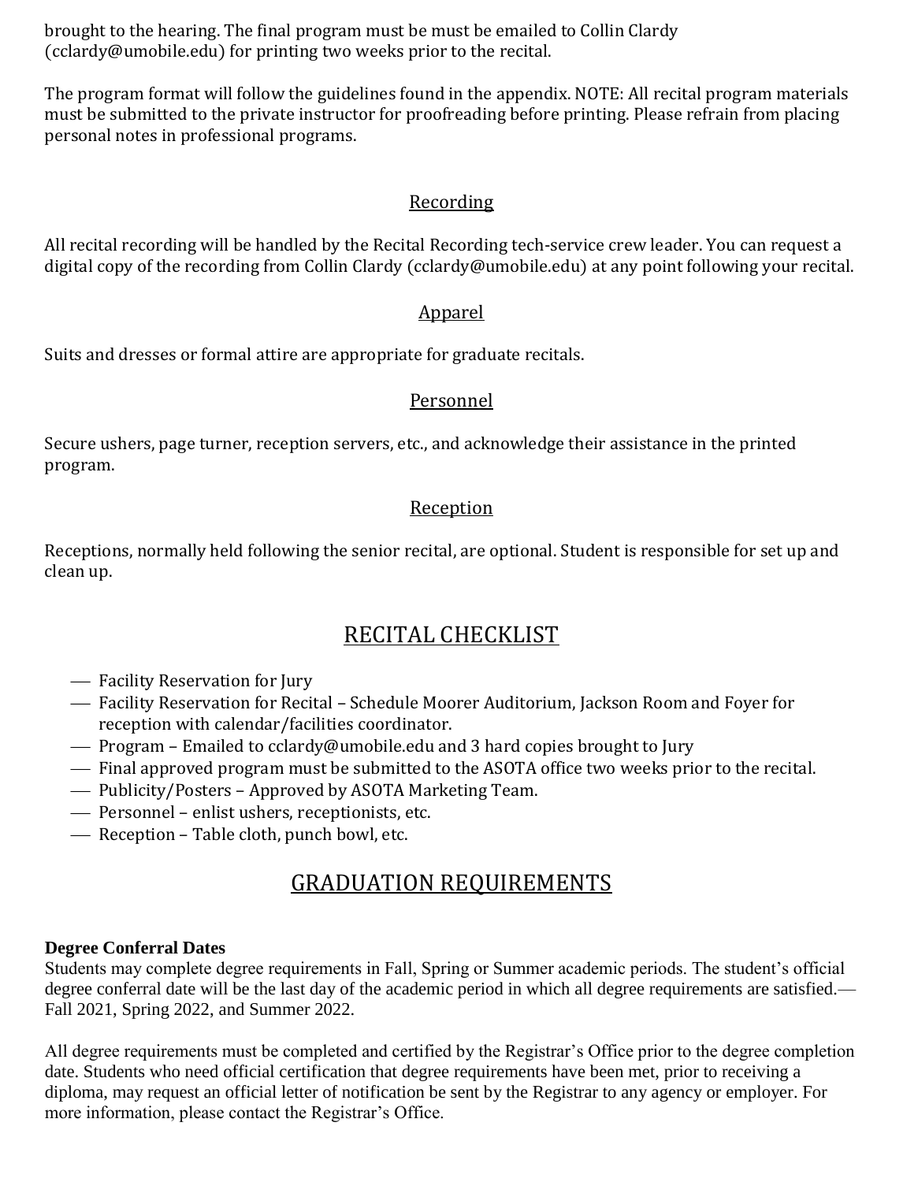brought to the hearing. The final program must be must be emailed to Collin Clardy (cclardy@umobile.edu) for printing two weeks prior to the recital.

The program format will follow the guidelines found in the appendix. NOTE: All recital program materials must be submitted to the private instructor for proofreading before printing. Please refrain from placing personal notes in professional programs.

### Recording

All recital recording will be handled by the Recital Recording tech-service crew leader. You can request a digital copy of the recording from Collin Clardy (cclardy@umobile.edu) at any point following your recital.

### Apparel

Suits and dresses or formal attire are appropriate for graduate recitals.

### Personnel

Secure ushers, page turner, reception servers, etc., and acknowledge their assistance in the printed program.

### Reception

Receptions, normally held following the senior recital, are optional. Student is responsible for set up and clean up.

## RECITAL CHECKLIST

- Facility Reservation for Jury
- Facility Reservation for Recital – Schedule Moorer Auditorium, Jackson Room and Foyer for reception with calendar/facilities coordinator.
- Program – Emailed to cclardy@umobile.edu and 3 hard copies brought to Jury
- Final approved program must be submitted to the ASOTA office two weeks prior to the recital.
- Publicity/Posters – Approved by ASOTA Marketing Team.
- Personnel – enlist ushers, receptionists, etc.
- Reception – Table cloth, punch bowl, etc.

## GRADUATION REQUIREMENTS

**Degree Conferral Dates**
Students may complete degree requirements in Fall, Spring or Summer academic periods. The student's official degree conferral date will be the last day of the academic period in which all degree requirements are satisfied.— Fall 2021, Spring 2022, and Summer 2022.

All degree requirements must be completed and certified by the Registrar's Office prior to the degree completion date. Students who need official certification that degree requirements have been met, prior to receiving a diploma, may request an official letter of notification be sent by the Registrar to any agency or employer. For more information, please contact the Registrar's Office.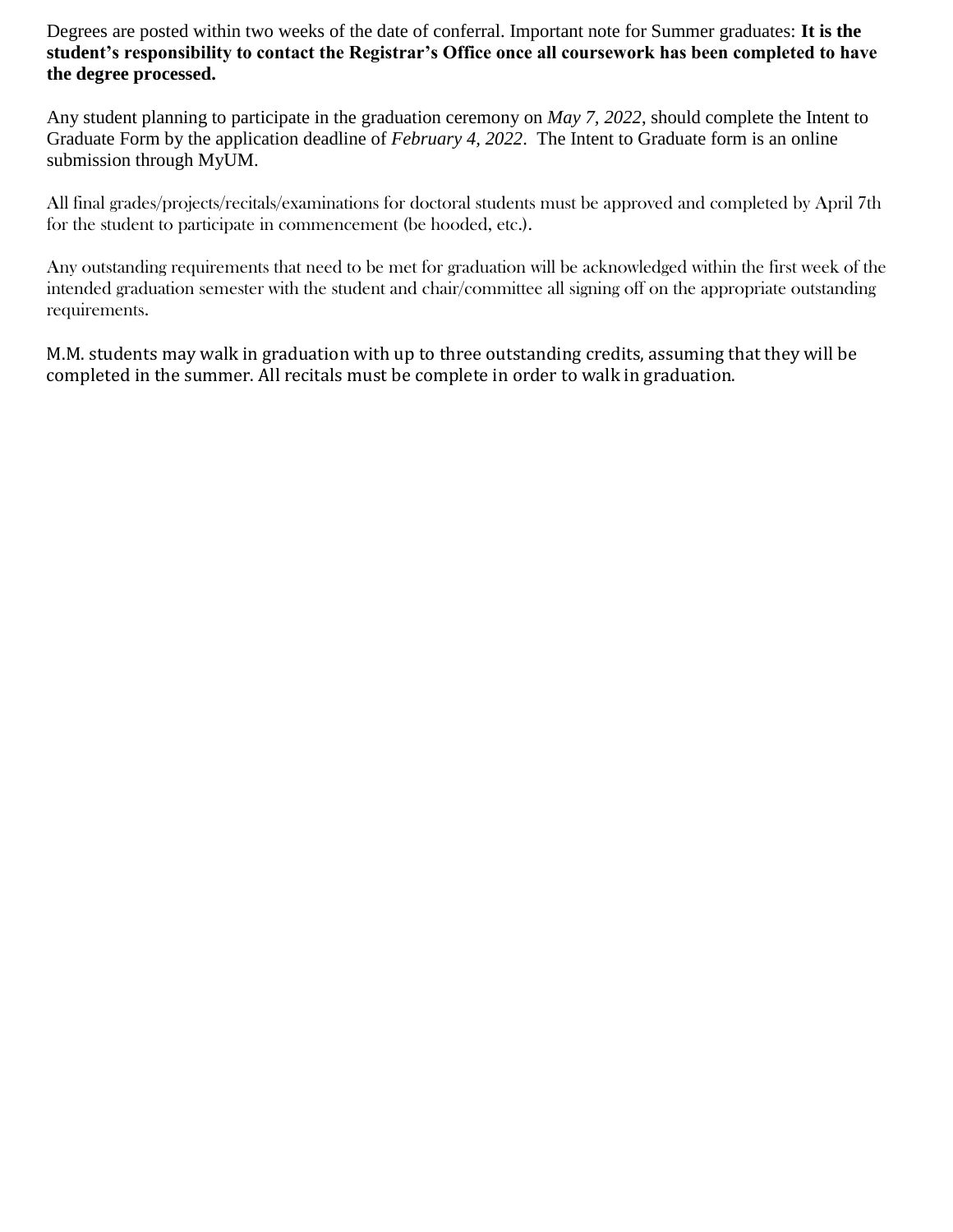Degrees are posted within two weeks of the date of conferral. Important note for Summer graduates: **It is the student's responsibility to contact the Registrar's Office once all coursework has been completed to have the degree processed.**

Any student planning to participate in the graduation ceremony on *May 7, 2022*, should complete the Intent to Graduate Form by the application deadline of *February 4, 2022*. The Intent to Graduate form is an online submission through MyUM.

All final grades/projects/recitals/examinations for doctoral students must be approved and completed by April 7th for the student to participate in commencement (be hooded, etc.).

Any outstanding requirements that need to be met for graduation will be acknowledged within the first week of the intended graduation semester with the student and chair/committee all signing off on the appropriate outstanding requirements.

M.M. students may walk in graduation with up to three outstanding credits, assuming that they will be completed in the summer. All recitals must be complete in order to walk in graduation.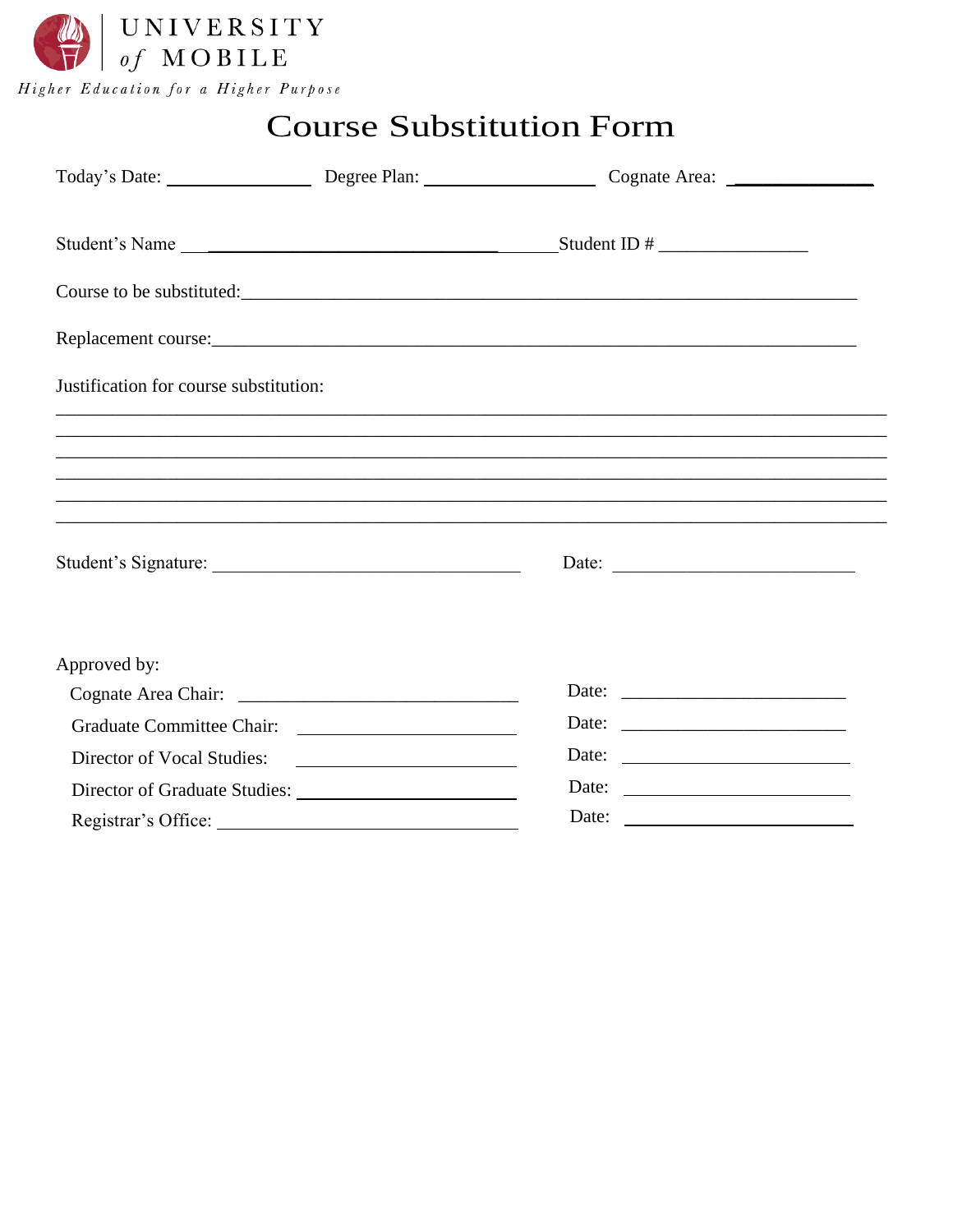UNIVERSITY of MOBILE

*Higher Education for a Higher Purpose*

# Course Substitution Form

Today's Date: ________________ Degree Plan: ___________________ Cognate Area: ________________

Student's Name ________________________________________ Student ID # ________________

Course to be substituted:____________________________________________________________________

Replacement course:________________________________________________________________________

Justification for course substitution:

______________________________________________________________________________________

______________________________________________________________________________________

______________________________________________________________________________________

______________________________________________________________________________________

______________________________________________________________________________________

______________________________________________________________________________________

Student's Signature: ________________________________ Date: ___________________________

Approved by:

Cognate Area Chair: ______________________________ Date: ________________________

Graduate Committee Chair: ________________________ Date: ________________________

Director of Vocal Studies: ________________________ Date: ________________________

Director of Graduate Studies: ______________________ Date: ________________________

Registrar's Office: _________________________________ Date: ________________________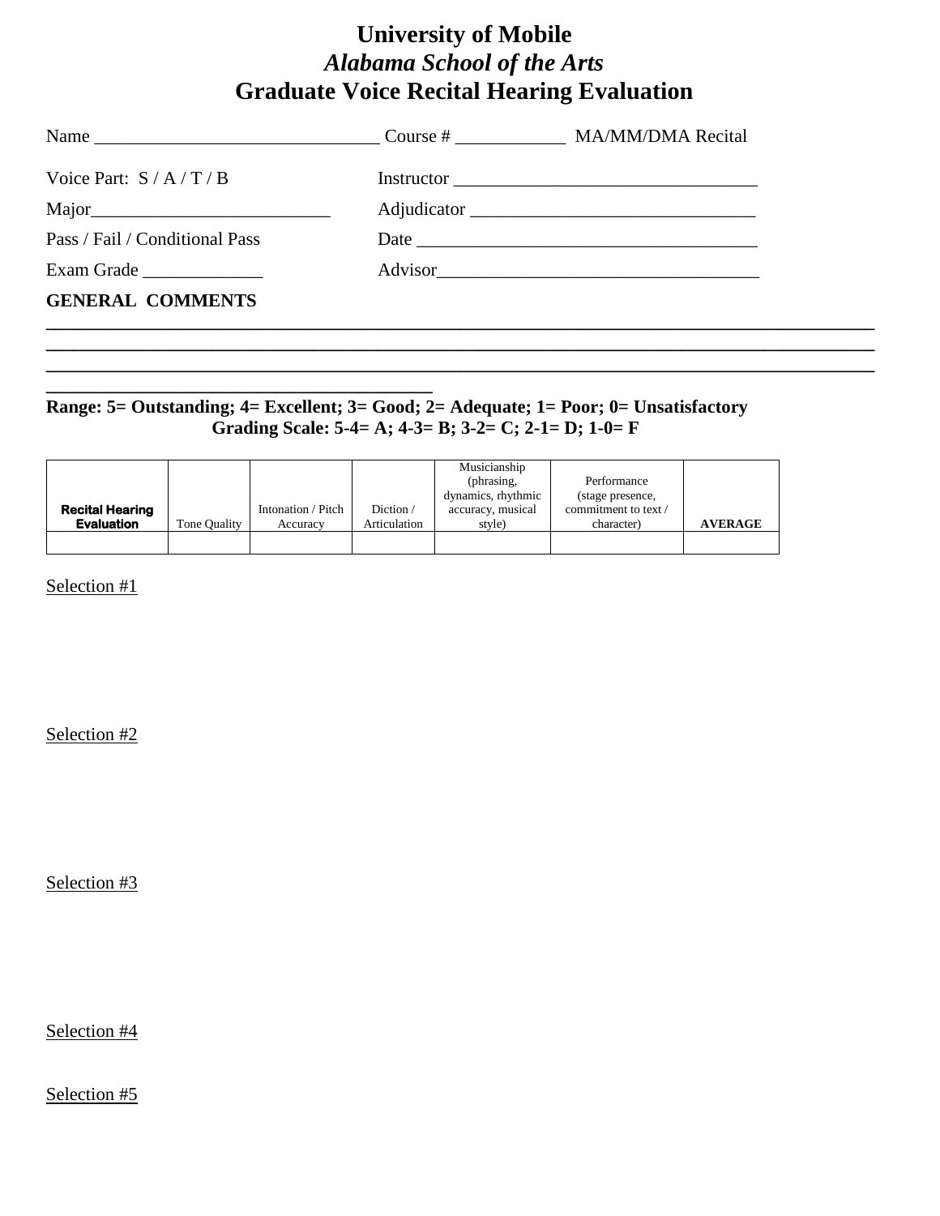# University of Mobile
## *Alabama School of the Arts*
## Graduate Voice Recital Hearing Evaluation

Name _______________________________ Course # ____________ MA/MM/DMA Recital

Voice Part: S / A / T / B Instructor _________________________________

Major__________________________ Adjudicator _______________________________

Pass / Fail / Conditional Pass Date _____________________________________

Exam Grade _____________ Advisor__________________________________

**GENERAL COMMENTS**

______________________________________________________________________________
______________________________________________________________________________
______________________________________________________________________________
__________________________________________

**Range: 5= Outstanding; 4= Excellent; 3= Good; 2= Adequate; 1= Poor; 0= Unsatisfactory**
**Grading Scale: 5-4= A; 4-3= B; 3-2= C; 2-1= D; 1-0= F**

| **Recital Hearing Evaluation** | Tone Quality | Intonation / Pitch Accuracy | Diction / Articulation | Musicianship (phrasing, dynamics, rhythmic accuracy, musical style) | Performance (stage presence, commitment to text / character) | **AVERAGE** |
|---|---|---|---|---|---|---|
| | | | | | | |

Selection #1

Selection #2

Selection #3

Selection #4

Selection #5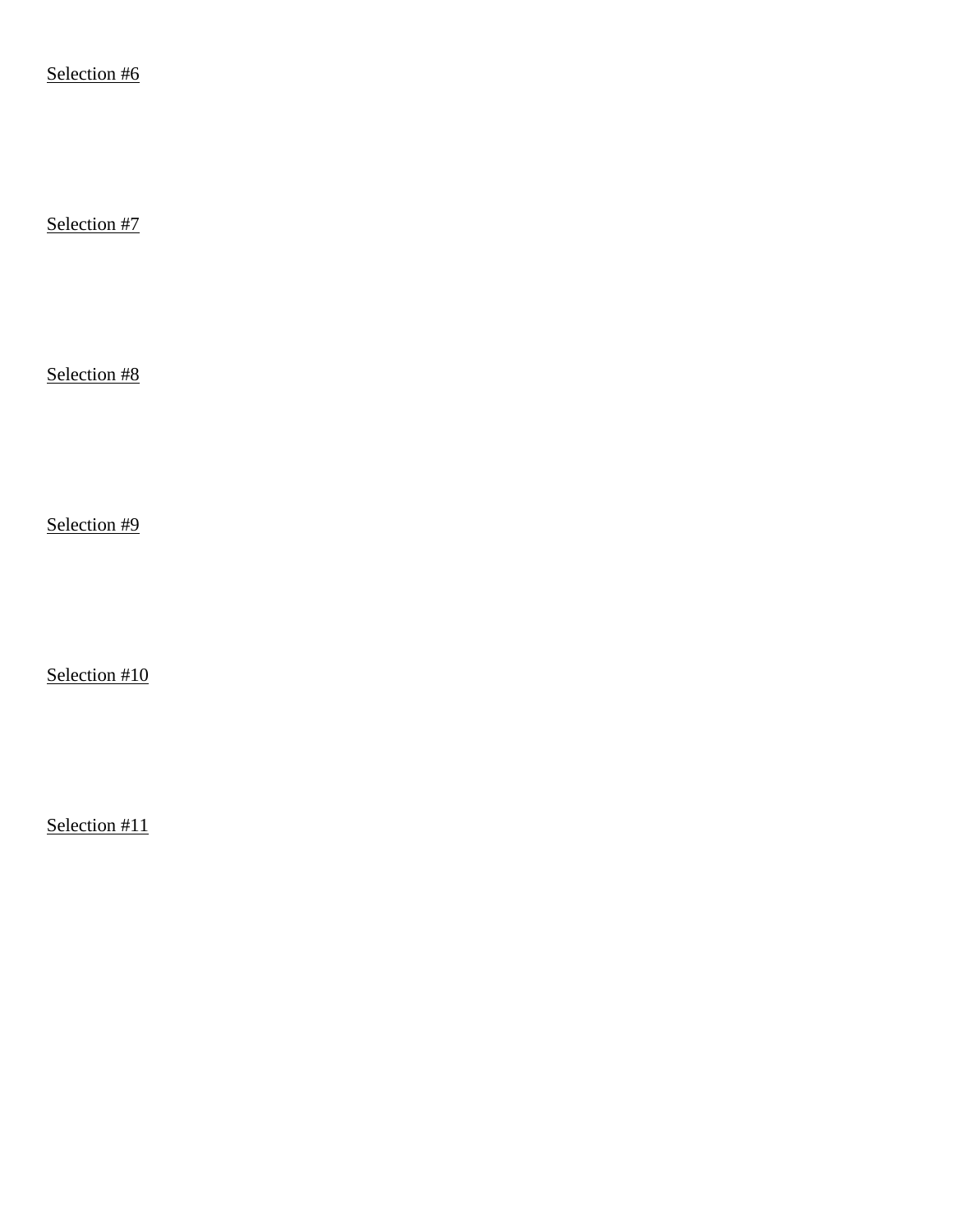Selection #6

Selection #7

Selection #8

Selection #9

Selection #10

Selection #11